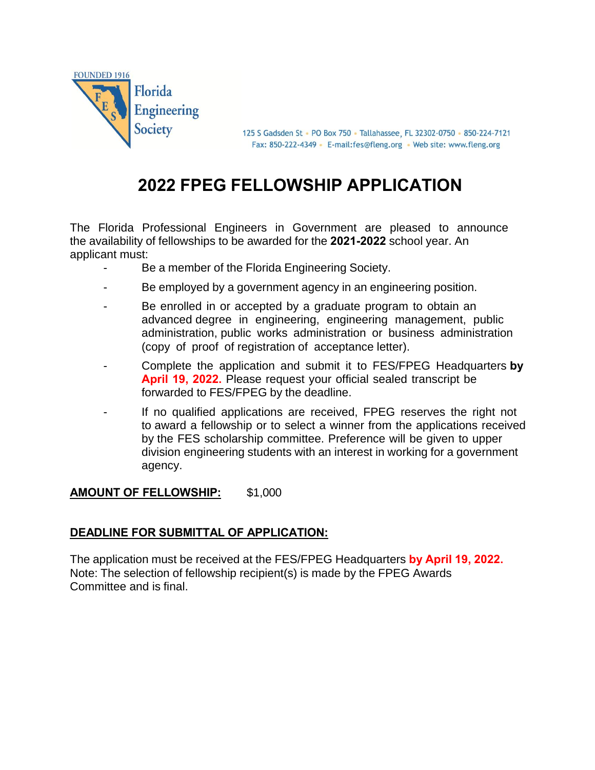FOUNDED 1916

Florida Engineering Society

125 S Gadsden St • PO Box 750 • Tallahassee, FL 32302-0750 • 850-224-7121
Fax: 850-222-4349 • E-mail:fes@fleng.org • Web site: www.fleng.org

# 2022 FPEG FELLOWSHIP APPLICATION

The Florida Professional Engineers in Government are pleased to announce the availability of fellowships to be awarded for the **2021-2022** school year. An applicant must:

- Be a member of the Florida Engineering Society.
- Be employed by a government agency in an engineering position.
- Be enrolled in or accepted by a graduate program to obtain an advanced degree in engineering, engineering management, public administration, public works administration or business administration (copy of proof of registration of acceptance letter).
- Complete the application and submit it to FES/FPEG Headquarters **by April 19, 2022.** Please request your official sealed transcript be forwarded to FES/FPEG by the deadline.
- If no qualified applications are received, FPEG reserves the right not to award a fellowship or to select a winner from the applications received by the FES scholarship committee. Preference will be given to upper division engineering students with an interest in working for a government agency.

**AMOUNT OF FELLOWSHIP:** $1,000

**DEADLINE FOR SUBMITTAL OF APPLICATION:**

The application must be received at the FES/FPEG Headquarters **by April 19, 2022.**
Note: The selection of fellowship recipient(s) is made by the FPEG Awards Committee and is final.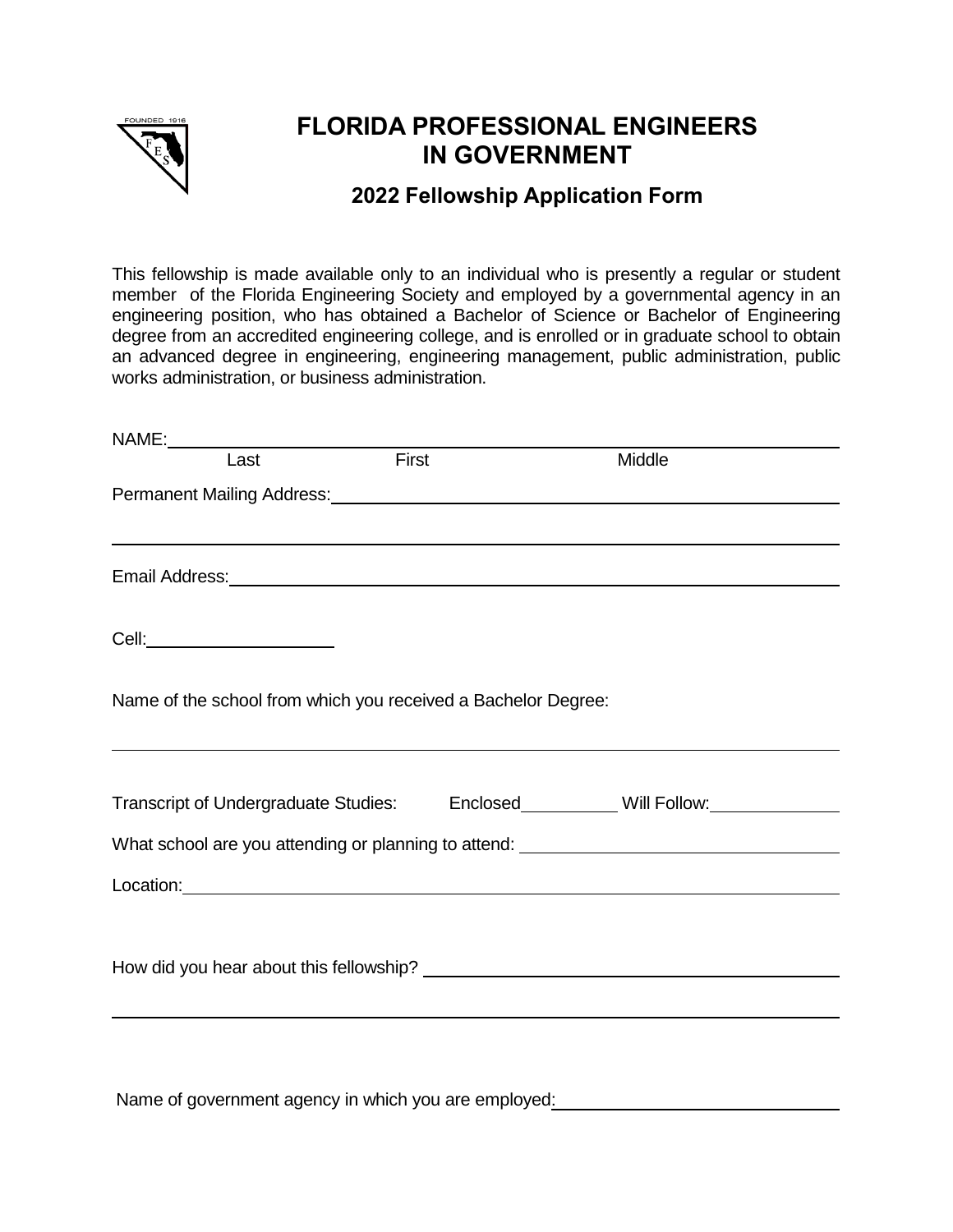# FLORIDA PROFESSIONAL ENGINEERS IN GOVERNMENT

## 2022 Fellowship Application Form

This fellowship is made available only to an individual who is presently a regular or student member of the Florida Engineering Society and employed by a governmental agency in an engineering position, who has obtained a Bachelor of Science or Bachelor of Engineering degree from an accredited engineering college, and is enrolled or in graduate school to obtain an advanced degree in engineering, engineering management, public administration, public works administration, or business administration.

NAME: ______________________________________________

Last First Middle

Permanent Mailing Address: ______________________________________________

______________________________________________

Email Address: ______________________________________________

Cell: ____________________

Name of the school from which you received a Bachelor Degree:

______________________________________________

Transcript of Undergraduate Studies: Enclosed __________ Will Follow: __________

What school are you attending or planning to attend: ______________________________

Location: ______________________________________________

How did you hear about this fellowship? ______________________________

______________________________________________

Name of government agency in which you are employed: ______________________________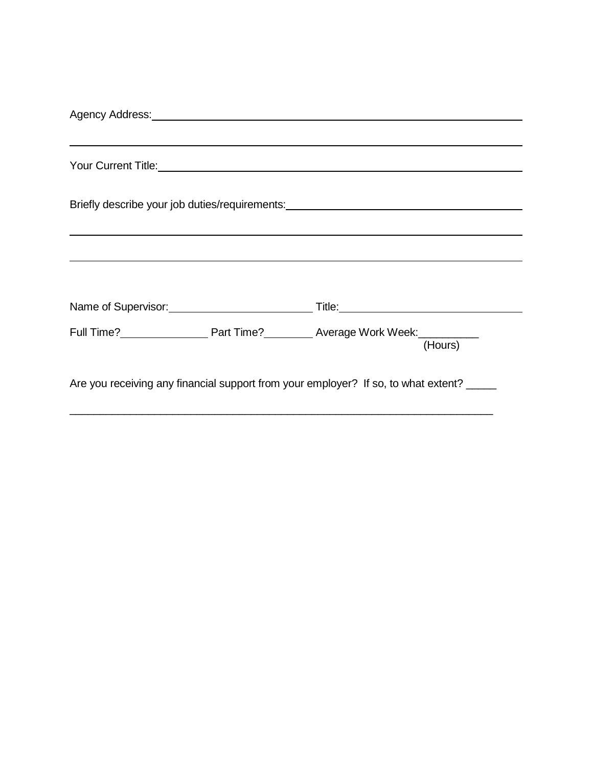Agency Address: ______________________________________________________________

______________________________________________________________________________

Your Current Title: ____________________________________________________________

Briefly describe your job duties/requirements: __________________________________

______________________________________________________________________________

______________________________________________________________________________

Name of Supervisor: ________________________ Title: ___________________________

Full Time? _____________ Part Time? ________ Average Work Week: __________
(Hours)

Are you receiving any financial support from your employer? If so, to what extent? _____

______________________________________________________________________________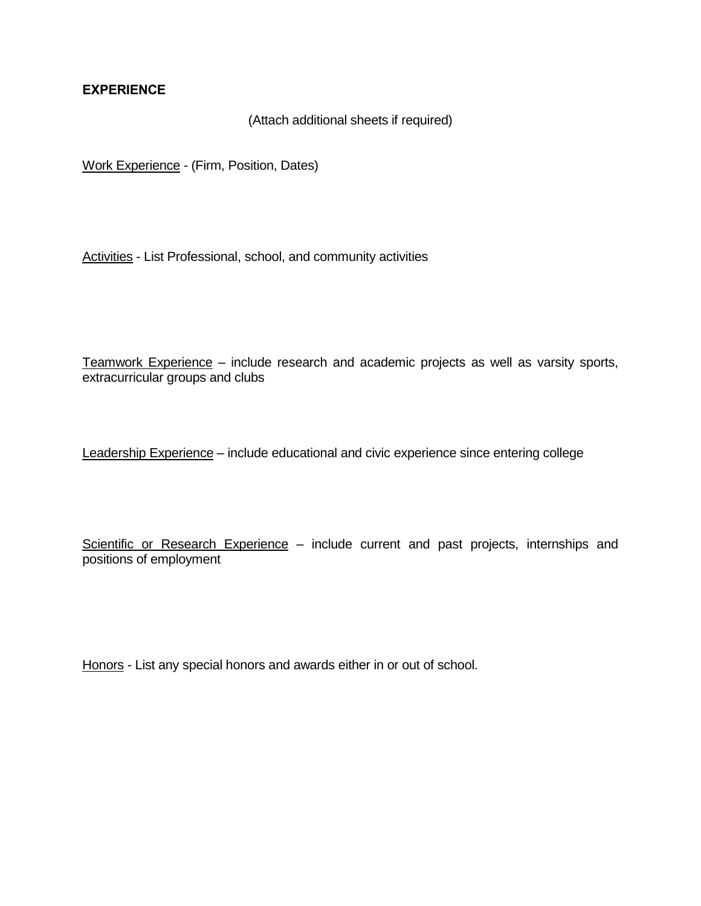**EXPERIENCE**

(Attach additional sheets if required)

Work Experience - (Firm, Position, Dates)

Activities - List Professional, school, and community activities

Teamwork Experience – include research and academic projects as well as varsity sports, extracurricular groups and clubs

Leadership Experience – include educational and civic experience since entering college

Scientific or Research Experience – include current and past projects, internships and positions of employment

Honors - List any special honors and awards either in or out of school.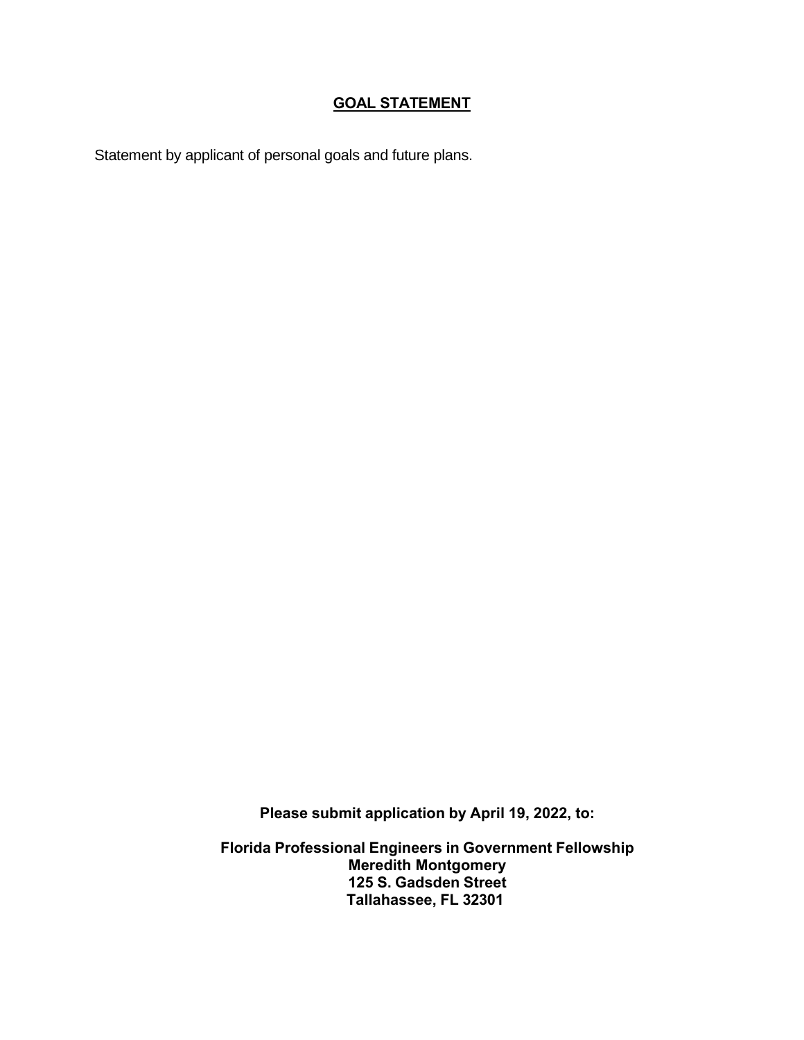## GOAL STATEMENT

Statement by applicant of personal goals and future plans.

**Please submit application by April 19, 2022, to:**

**Florida Professional Engineers in Government Fellowship**
**Meredith Montgomery**
**125 S. Gadsden Street**
**Tallahassee, FL 32301**